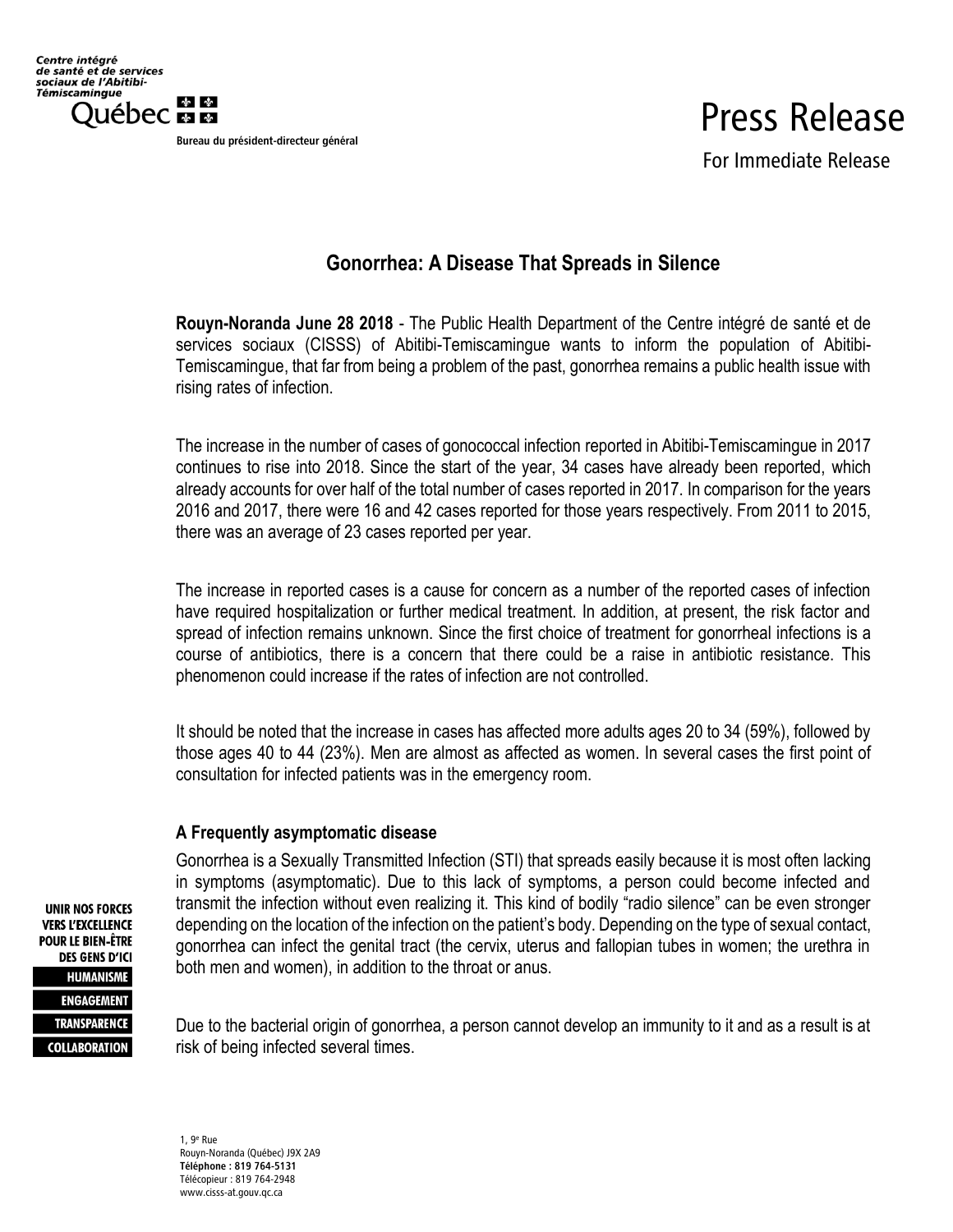Centre intégré de santé et de services sociaux de l'Abitibi-Témiscamingue

Québec

Bureau du président-directeur général

# Press Release

For Immediate Release

## Gonorrhea: A Disease That Spreads in Silence

**Rouyn-Noranda June 28 2018** - The Public Health Department of the Centre intégré de santé et de services sociaux (CISSS) of Abitibi-Temiscamingue wants to inform the population of Abitibi-Temiscamingue, that far from being a problem of the past, gonorrhea remains a public health issue with rising rates of infection.

The increase in the number of cases of gonococcal infection reported in Abitibi-Temiscamingue in 2017 continues to rise into 2018. Since the start of the year, 34 cases have already been reported, which already accounts for over half of the total number of cases reported in 2017. In comparison for the years 2016 and 2017, there were 16 and 42 cases reported for those years respectively. From 2011 to 2015, there was an average of 23 cases reported per year.

The increase in reported cases is a cause for concern as a number of the reported cases of infection have required hospitalization or further medical treatment. In addition, at present, the risk factor and spread of infection remains unknown. Since the first choice of treatment for gonorrheal infections is a course of antibiotics, there is a concern that there could be a raise in antibiotic resistance. This phenomenon could increase if the rates of infection are not controlled.

It should be noted that the increase in cases has affected more adults ages 20 to 34 (59%), followed by those ages 40 to 44 (23%). Men are almost as affected as women. In several cases the first point of consultation for infected patients was in the emergency room.

### A Frequently asymptomatic disease

Gonorrhea is a Sexually Transmitted Infection (STI) that spreads easily because it is most often lacking in symptoms (asymptomatic). Due to this lack of symptoms, a person could become infected and transmit the infection without even realizing it. This kind of bodily "radio silence" can be even stronger depending on the location of the infection on the patient's body. Depending on the type of sexual contact, gonorrhea can infect the genital tract (the cervix, uterus and fallopian tubes in women; the urethra in both men and women), in addition to the throat or anus.

Due to the bacterial origin of gonorrhea, a person cannot develop an immunity to it and as a result is at risk of being infected several times.

UNIR NOS FORCES VERS L'EXCELLENCE POUR LE BIEN-ÊTRE DES GENS D'ICI

HUMANISME
ENGAGEMENT
TRANSPARENCE
COLLABORATION

1, 9e Rue
Rouyn-Noranda (Québec) J9X 2A9
**Téléphone : 819 764-5131**
Télécopieur : 819 764-2948
www.cisss-at.gouv.qc.ca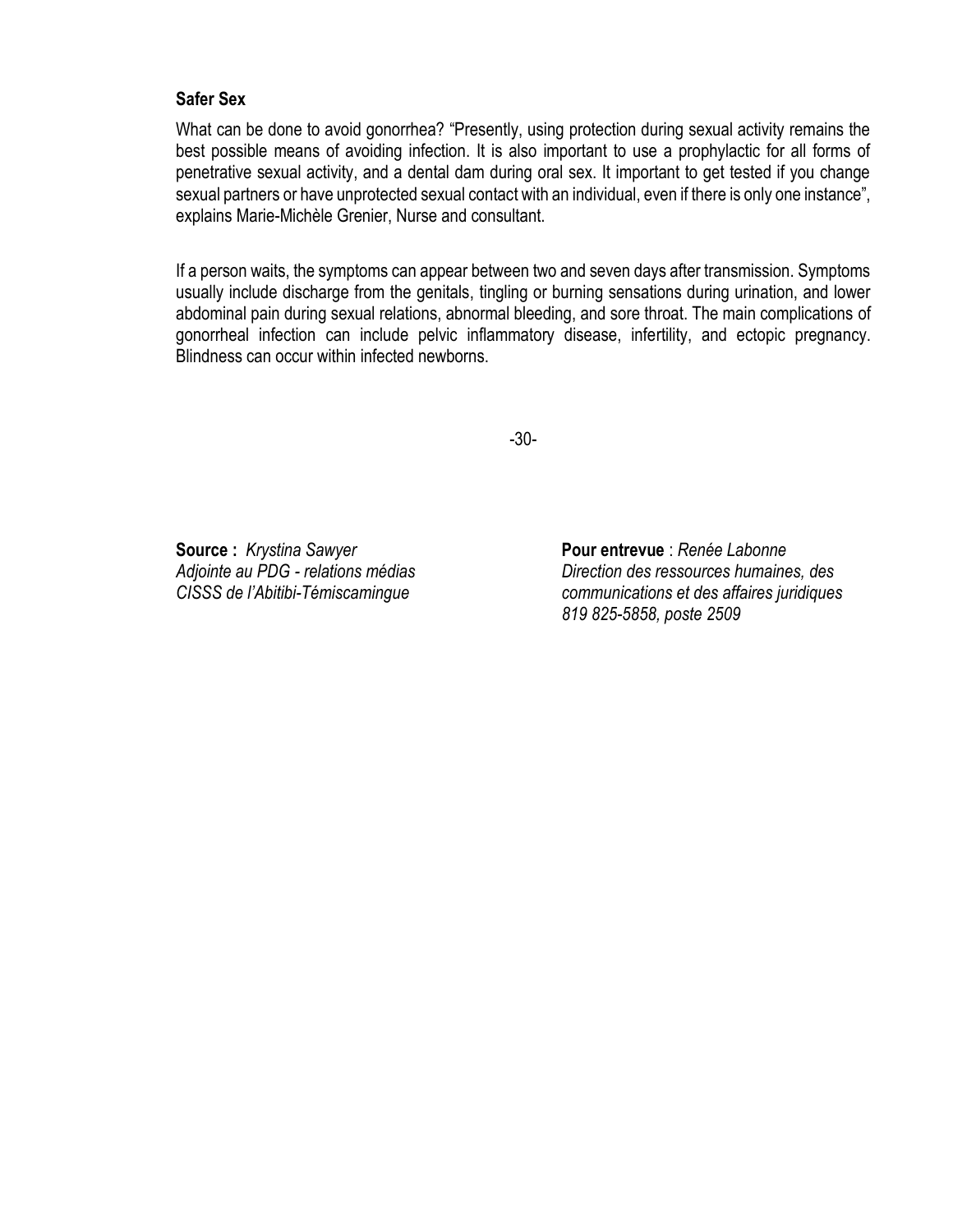**Safer Sex**

What can be done to avoid gonorrhea? "Presently, using protection during sexual activity remains the best possible means of avoiding infection. It is also important to use a prophylactic for all forms of penetrative sexual activity, and a dental dam during oral sex. It important to get tested if you change sexual partners or have unprotected sexual contact with an individual, even if there is only one instance", explains Marie-Michèle Grenier, Nurse and consultant.

If a person waits, the symptoms can appear between two and seven days after transmission. Symptoms usually include discharge from the genitals, tingling or burning sensations during urination, and lower abdominal pain during sexual relations, abnormal bleeding, and sore throat. The main complications of gonorrheal infection can include pelvic inflammatory disease, infertility, and ectopic pregnancy. Blindness can occur within infected newborns.

-30-

**Source :** *Krystina Sawyer*
*Adjointe au PDG - relations médias*
*CISSS de l'Abitibi-Témiscamingue*

**Pour entrevue** : *Renée Labonne*
*Direction des ressources humaines, des communications et des affaires juridiques*
*819 825-5858, poste 2509*